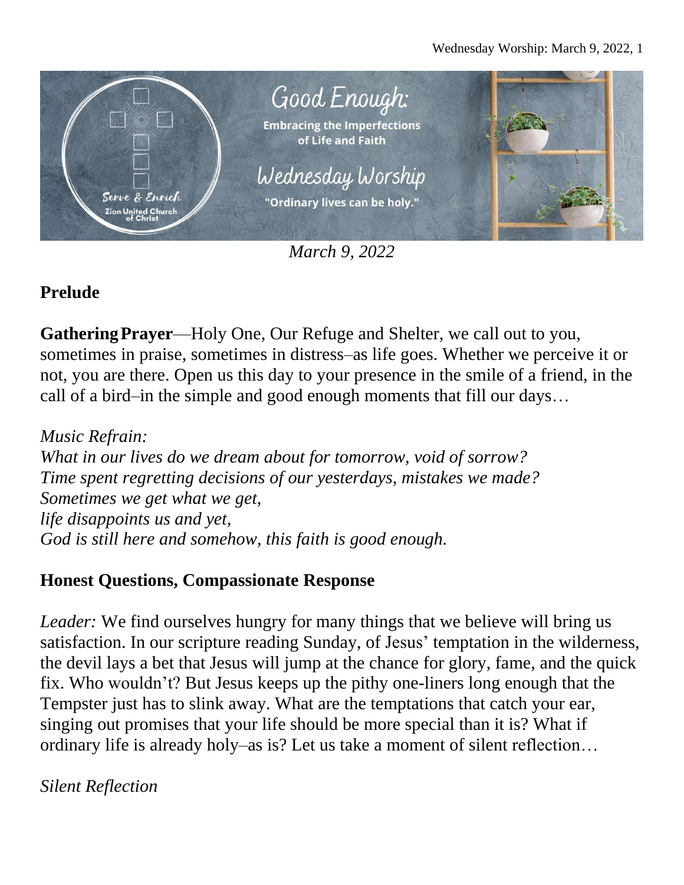# Good Enough:

**Embracing the Imperfections of Life and Faith**

## Wednesday Worship

"Ordinary lives can be holy."

Serve & Enrich
Zion United Church of Christ

*March 9, 2022*

## Prelude

**Gathering Prayer**—Holy One, Our Refuge and Shelter, we call out to you, sometimes in praise, sometimes in distress–as life goes. Whether we perceive it or not, you are there. Open us this day to your presence in the smile of a friend, in the call of a bird–in the simple and good enough moments that fill our days…

*Music Refrain:*
*What in our lives do we dream about for tomorrow, void of sorrow?*
*Time spent regretting decisions of our yesterdays, mistakes we made?*
*Sometimes we get what we get,*
*life disappoints us and yet,*
*God is still here and somehow, this faith is good enough.*

## Honest Questions, Compassionate Response

*Leader:* We find ourselves hungry for many things that we believe will bring us satisfaction. In our scripture reading Sunday, of Jesus' temptation in the wilderness, the devil lays a bet that Jesus will jump at the chance for glory, fame, and the quick fix. Who wouldn't? But Jesus keeps up the pithy one-liners long enough that the Tempster just has to slink away. What are the temptations that catch your ear, singing out promises that your life should be more special than it is? What if ordinary life is already holy–as is? Let us take a moment of silent reflection…

*Silent Reflection*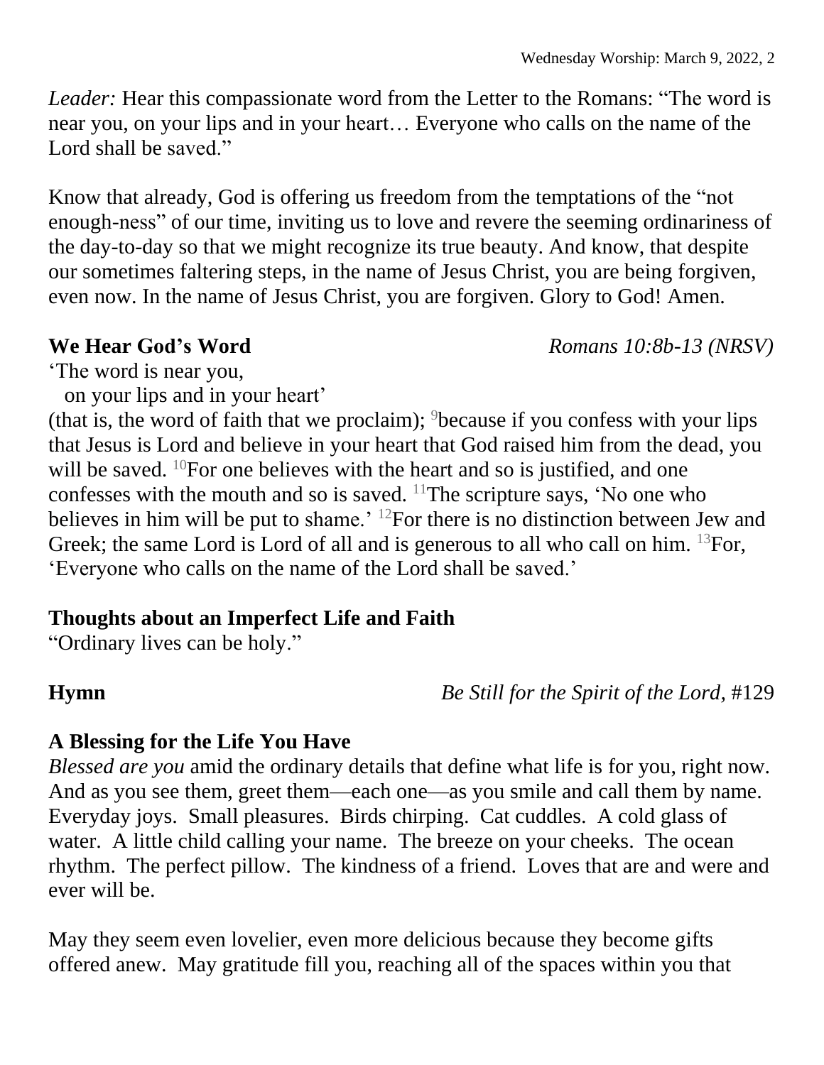*Leader:* Hear this compassionate word from the Letter to the Romans: "The word is near you, on your lips and in your heart… Everyone who calls on the name of the Lord shall be saved."

Know that already, God is offering us freedom from the temptations of the "not enough-ness" of our time, inviting us to love and revere the seeming ordinariness of the day-to-day so that we might recognize its true beauty. And know, that despite our sometimes faltering steps, in the name of Jesus Christ, you are being forgiven, even now. In the name of Jesus Christ, you are forgiven. Glory to God! Amen.

**We Hear God's Word** *Romans 10:8b-13 (NRSV)*

'The word is near you,
  on your lips and in your heart'
(that is, the word of faith that we proclaim); [9]because if you confess with your lips that Jesus is Lord and believe in your heart that God raised him from the dead, you will be saved. [10]For one believes with the heart and so is justified, and one confesses with the mouth and so is saved. [11]The scripture says, 'No one who believes in him will be put to shame.' [12]For there is no distinction between Jew and Greek; the same Lord is Lord of all and is generous to all who call on him. [13]For, 'Everyone who calls on the name of the Lord shall be saved.'

**Thoughts about an Imperfect Life and Faith**
"Ordinary lives can be holy."

**Hymn** *Be Still for the Spirit of the Lord,* #129

**A Blessing for the Life You Have**
*Blessed are you* amid the ordinary details that define what life is for you, right now. And as you see them, greet them—each one—as you smile and call them by name. Everyday joys. Small pleasures. Birds chirping. Cat cuddles. A cold glass of water. A little child calling your name. The breeze on your cheeks. The ocean rhythm. The perfect pillow. The kindness of a friend. Loves that are and were and ever will be.

May they seem even lovelier, even more delicious because they become gifts offered anew. May gratitude fill you, reaching all of the spaces within you that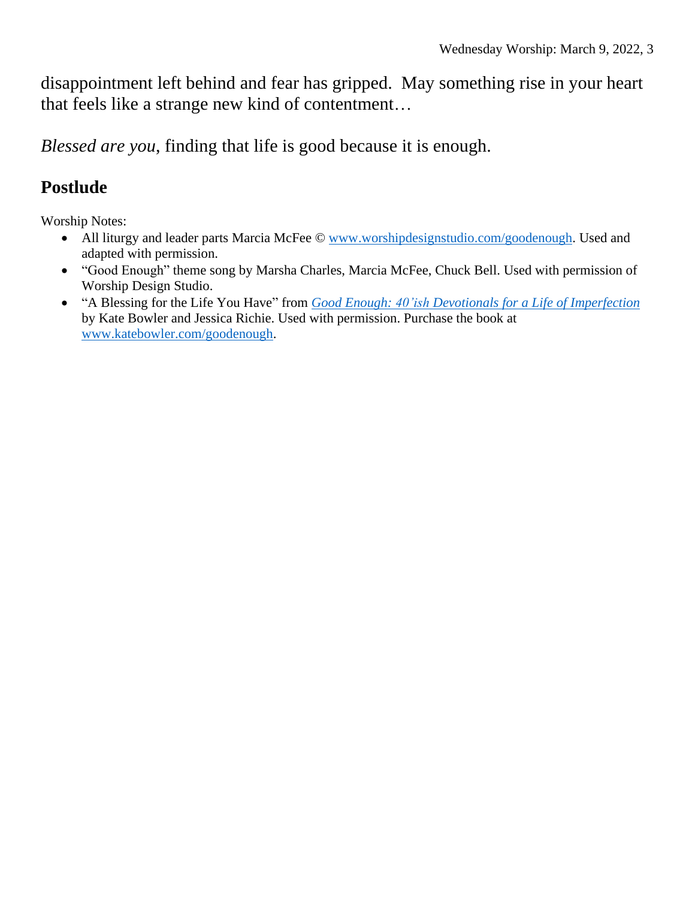disappointment left behind and fear has gripped. May something rise in your heart that feels like a strange new kind of contentment…

*Blessed are you*, finding that life is good because it is enough.

## Postlude

Worship Notes:

- All liturgy and leader parts Marcia McFee © [www.worshipdesignstudio.com/goodenough](http://www.worshipdesignstudio.com/goodenough). Used and adapted with permission.
- "Good Enough" theme song by Marsha Charles, Marcia McFee, Chuck Bell. Used with permission of Worship Design Studio.
- "A Blessing for the Life You Have" from *Good Enough: 40'ish Devotionals for a Life of Imperfection* by Kate Bowler and Jessica Richie. Used with permission. Purchase the book at [www.katebowler.com/goodenough](http://www.katebowler.com/goodenough).